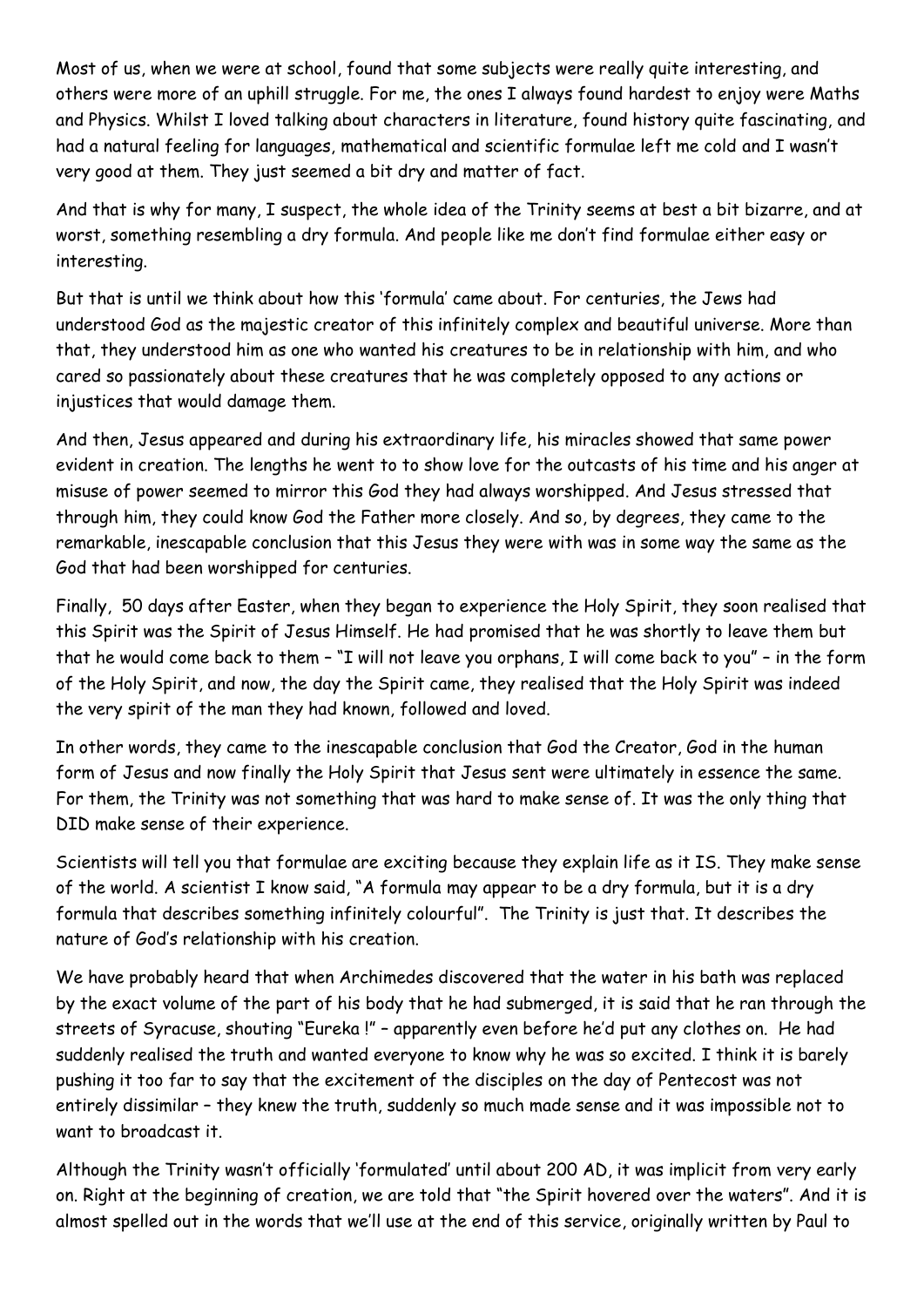Most of us, when we were at school, found that some subjects were really quite interesting, and others were more of an uphill struggle. For me, the ones I always found hardest to enjoy were Maths and Physics. Whilst I loved talking about characters in literature, found history quite fascinating, and had a natural feeling for languages, mathematical and scientific formulae left me cold and I wasn't very good at them. They just seemed a bit dry and matter of fact.

And that is why for many, I suspect, the whole idea of the Trinity seems at best a bit bizarre, and at worst, something resembling a dry formula. And people like me don't find formulae either easy or interesting.

But that is until we think about how this 'formula' came about. For centuries, the Jews had understood God as the majestic creator of this infinitely complex and beautiful universe. More than that, they understood him as one who wanted his creatures to be in relationship with him, and who cared so passionately about these creatures that he was completely opposed to any actions or injustices that would damage them.

And then, Jesus appeared and during his extraordinary life, his miracles showed that same power evident in creation. The lengths he went to to show love for the outcasts of his time and his anger at misuse of power seemed to mirror this God they had always worshipped. And Jesus stressed that through him, they could know God the Father more closely. And so, by degrees, they came to the remarkable, inescapable conclusion that this Jesus they were with was in some way the same as the God that had been worshipped for centuries.

Finally, 50 days after Easter, when they began to experience the Holy Spirit, they soon realised that this Spirit was the Spirit of Jesus Himself. He had promised that he was shortly to leave them but that he would come back to them – "I will not leave you orphans, I will come back to you" – in the form of the Holy Spirit, and now, the day the Spirit came, they realised that the Holy Spirit was indeed the very spirit of the man they had known, followed and loved.

In other words, they came to the inescapable conclusion that God the Creator, God in the human form of Jesus and now finally the Holy Spirit that Jesus sent were ultimately in essence the same. For them, the Trinity was not something that was hard to make sense of. It was the only thing that DID make sense of their experience.

Scientists will tell you that formulae are exciting because they explain life as it IS. They make sense of the world. A scientist I know said, "A formula may appear to be a dry formula, but it is a dry formula that describes something infinitely colourful". The Trinity is just that. It describes the nature of God's relationship with his creation.

We have probably heard that when Archimedes discovered that the water in his bath was replaced by the exact volume of the part of his body that he had submerged, it is said that he ran through the streets of Syracuse, shouting "Eureka !" – apparently even before he'd put any clothes on. He had suddenly realised the truth and wanted everyone to know why he was so excited. I think it is barely pushing it too far to say that the excitement of the disciples on the day of Pentecost was not entirely dissimilar – they knew the truth, suddenly so much made sense and it was impossible not to want to broadcast it.

Although the Trinity wasn't officially 'formulated' until about 200 AD, it was implicit from very early on. Right at the beginning of creation, we are told that "the Spirit hovered over the waters". And it is almost spelled out in the words that we'll use at the end of this service, originally written by Paul to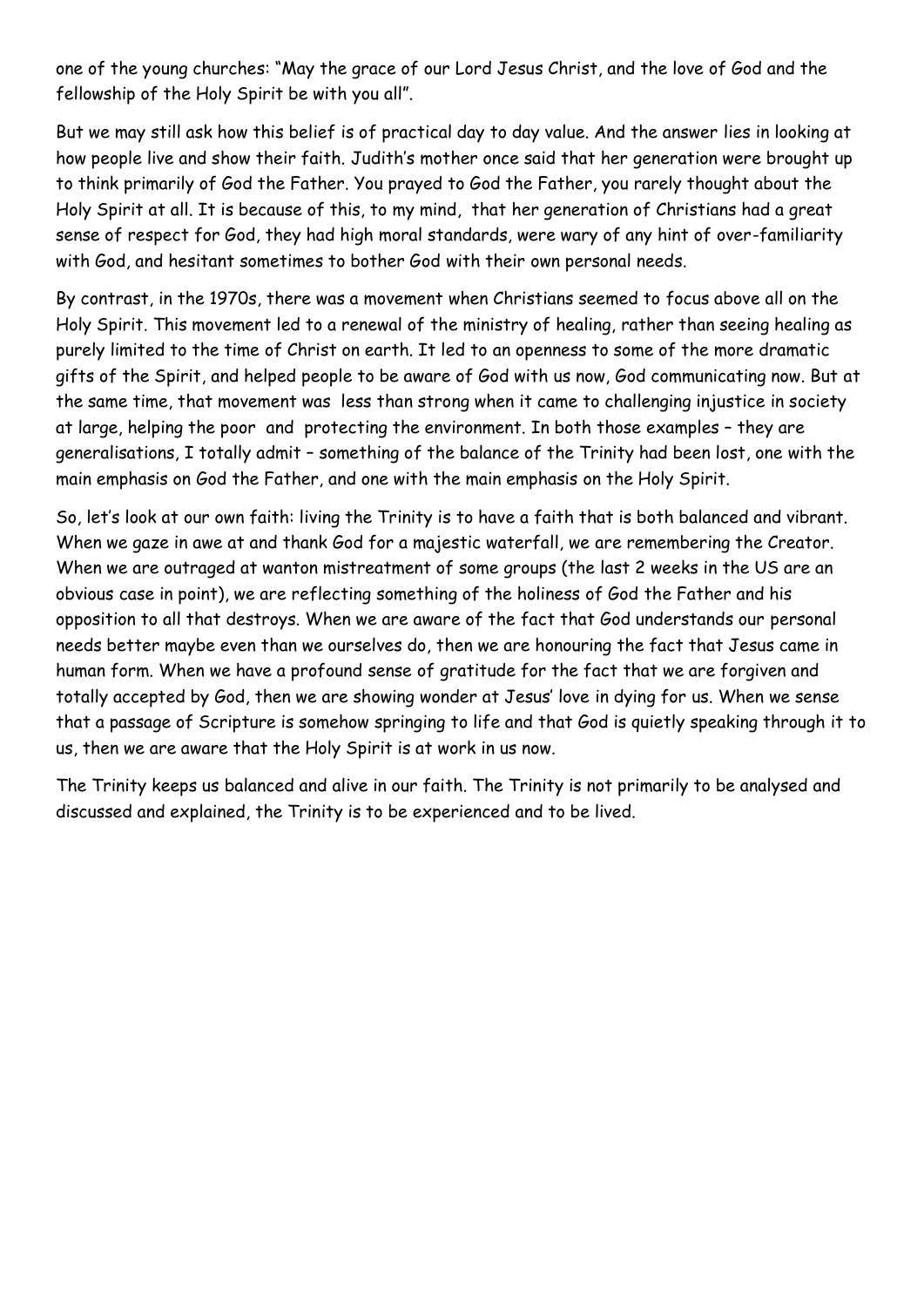one of the young churches: "May the grace of our Lord Jesus Christ, and the love of God and the fellowship of the Holy Spirit be with you all".

But we may still ask how this belief is of practical day to day value. And the answer lies in looking at how people live and show their faith. Judith's mother once said that her generation were brought up to think primarily of God the Father. You prayed to God the Father, you rarely thought about the Holy Spirit at all. It is because of this, to my mind, that her generation of Christians had a great sense of respect for God, they had high moral standards, were wary of any hint of over-familiarity with God, and hesitant sometimes to bother God with their own personal needs.

By contrast, in the 1970s, there was a movement when Christians seemed to focus above all on the Holy Spirit. This movement led to a renewal of the ministry of healing, rather than seeing healing as purely limited to the time of Christ on earth. It led to an openness to some of the more dramatic gifts of the Spirit, and helped people to be aware of God with us now, God communicating now. But at the same time, that movement was less than strong when it came to challenging injustice in society at large, helping the poor and protecting the environment. In both those examples – they are generalisations, I totally admit – something of the balance of the Trinity had been lost, one with the main emphasis on God the Father, and one with the main emphasis on the Holy Spirit.

So, let's look at our own faith: living the Trinity is to have a faith that is both balanced and vibrant. When we gaze in awe at and thank God for a majestic waterfall, we are remembering the Creator. When we are outraged at wanton mistreatment of some groups (the last 2 weeks in the US are an obvious case in point), we are reflecting something of the holiness of God the Father and his opposition to all that destroys. When we are aware of the fact that God understands our personal needs better maybe even than we ourselves do, then we are honouring the fact that Jesus came in human form. When we have a profound sense of gratitude for the fact that we are forgiven and totally accepted by God, then we are showing wonder at Jesus' love in dying for us. When we sense that a passage of Scripture is somehow springing to life and that God is quietly speaking through it to us, then we are aware that the Holy Spirit is at work in us now.

The Trinity keeps us balanced and alive in our faith. The Trinity is not primarily to be analysed and discussed and explained, the Trinity is to be experienced and to be lived.